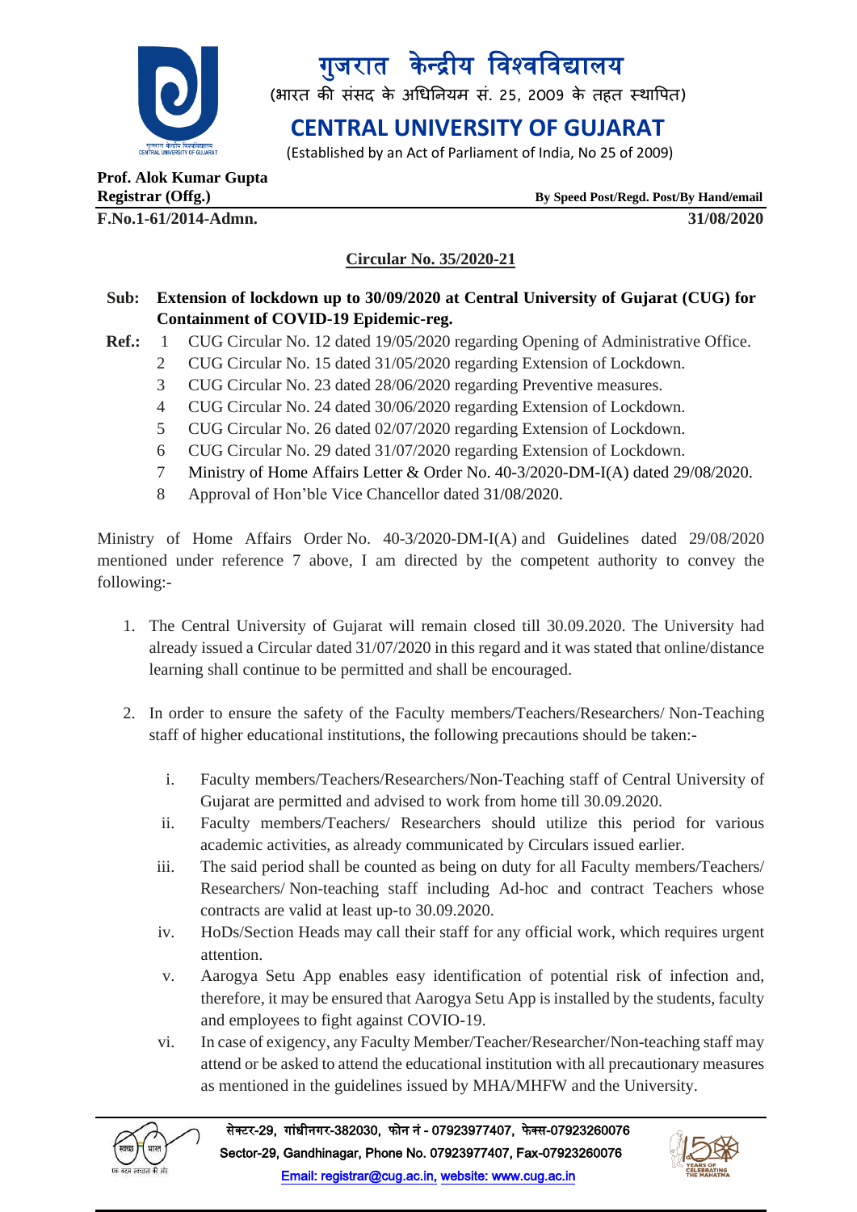# गुजरात केन्द्रीय विश्वविद्यालय

(भारत की संसद के अधिनियम सं. 25, 2009 के तहत स्थापित)

# CENTRAL UNIVERSITY OF GUJARAT

(Established by an Act of Parliament of India, No 25 of 2009)

**Prof. Alok Kumar Gupta**
**Registrar (Offg.)** **By Speed Post/Regd. Post/By Hand/email**

**F.No.1-61/2014-Admn.** **31/08/2020**

**Circular No. 35/2020-21**

**Sub: Extension of lockdown up to 30/09/2020 at Central University of Gujarat (CUG) for Containment of COVID-19 Epidemic-reg.**

**Ref.:**
1. CUG Circular No. 12 dated 19/05/2020 regarding Opening of Administrative Office.
2. CUG Circular No. 15 dated 31/05/2020 regarding Extension of Lockdown.
3. CUG Circular No. 23 dated 28/06/2020 regarding Preventive measures.
4. CUG Circular No. 24 dated 30/06/2020 regarding Extension of Lockdown.
5. CUG Circular No. 26 dated 02/07/2020 regarding Extension of Lockdown.
6. CUG Circular No. 29 dated 31/07/2020 regarding Extension of Lockdown.
7. Ministry of Home Affairs Letter & Order No. 40-3/2020-DM-I(A) dated 29/08/2020.
8. Approval of Hon'ble Vice Chancellor dated 31/08/2020.

Ministry of Home Affairs Order No. 40-3/2020-DM-I(A) and Guidelines dated 29/08/2020 mentioned under reference 7 above, I am directed by the competent authority to convey the following:-

1. The Central University of Gujarat will remain closed till 30.09.2020. The University had already issued a Circular dated 31/07/2020 in this regard and it was stated that online/distance learning shall continue to be permitted and shall be encouraged.

2. In order to ensure the safety of the Faculty members/Teachers/Researchers/ Non-Teaching staff of higher educational institutions, the following precautions should be taken:-

    i. Faculty members/Teachers/Researchers/Non-Teaching staff of Central University of Gujarat are permitted and advised to work from home till 30.09.2020.
    ii. Faculty members/Teachers/ Researchers should utilize this period for various academic activities, as already communicated by Circulars issued earlier.
    iii. The said period shall be counted as being on duty for all Faculty members/Teachers/ Researchers/ Non-teaching staff including Ad-hoc and contract Teachers whose contracts are valid at least up-to 30.09.2020.
    iv. HoDs/Section Heads may call their staff for any official work, which requires urgent attention.
    v. Aarogya Setu App enables easy identification of potential risk of infection and, therefore, it may be ensured that Aarogya Setu App is installed by the students, faculty and employees to fight against COVIO-19.
    vi. In case of exigency, any Faculty Member/Teacher/Researcher/Non-teaching staff may attend or be asked to attend the educational institution with all precautionary measures as mentioned in the guidelines issued by MHA/MHFW and the University.

सेक्टर-29, गांधीनगर-382030, फोन नं - 07923977407, फेक्स-07923260076
Sector-29, Gandhinagar, Phone No. 07923977407, Fax-07923260076
Email: registrar@cug.ac.in, website: www.cug.ac.in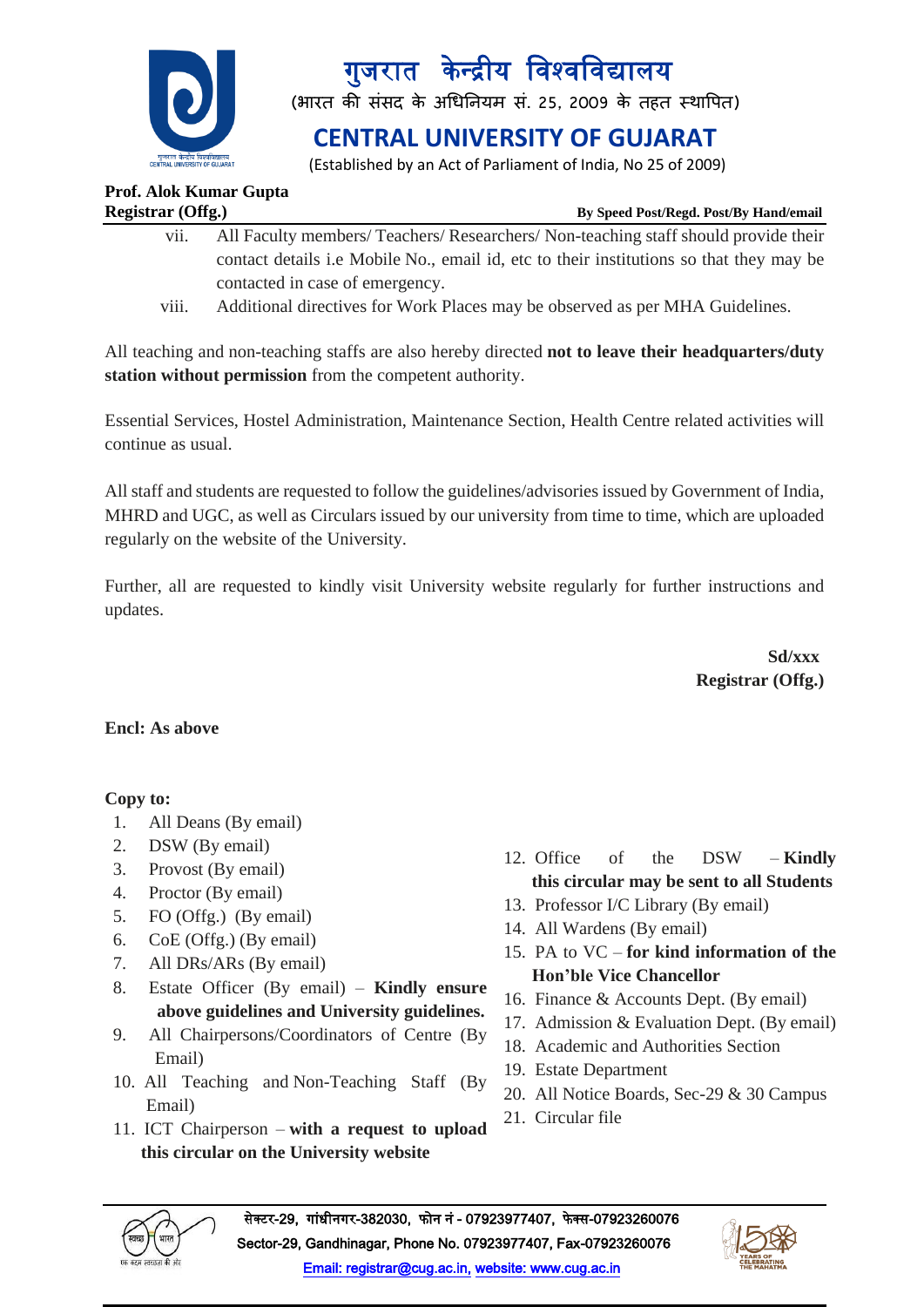# गुजरात केन्द्रीय विश्वविद्यालय

(भारत की संसद के अधिनियम सं. 25, 2009 के तहत स्थापित)

# CENTRAL UNIVERSITY OF GUJARAT

(Established by an Act of Parliament of India, No 25 of 2009)

**Prof. Alok Kumar Gupta**
**Registrar (Offg.)**

**By Speed Post/Regd. Post/By Hand/email**

vii. All Faculty members/ Teachers/ Researchers/ Non-teaching staff should provide their contact details i.e Mobile No., email id, etc to their institutions so that they may be contacted in case of emergency.

viii. Additional directives for Work Places may be observed as per MHA Guidelines.

All teaching and non-teaching staffs are also hereby directed **not to leave their headquarters/duty station without permission** from the competent authority.

Essential Services, Hostel Administration, Maintenance Section, Health Centre related activities will continue as usual.

All staff and students are requested to follow the guidelines/advisories issued by Government of India, MHRD and UGC, as well as Circulars issued by our university from time to time, which are uploaded regularly on the website of the University.

Further, all are requested to kindly visit University website regularly for further instructions and updates.

**Sd/xxx**
**Registrar (Offg.)**

**Encl: As above**

**Copy to:**

1. All Deans (By email)
2. DSW (By email)
3. Provost (By email)
4. Proctor (By email)
5. FO (Offg.) (By email)
6. CoE (Offg.) (By email)
7. All DRs/ARs (By email)
8. Estate Officer (By email) – **Kindly ensure above guidelines and University guidelines.**
9. All Chairpersons/Coordinators of Centre (By Email)
10. All Teaching and Non-Teaching Staff (By Email)
11. ICT Chairperson – **with a request to upload this circular on the University website**
12. Office of the DSW – **Kindly this circular may be sent to all Students**
13. Professor I/C Library (By email)
14. All Wardens (By email)
15. PA to VC – **for kind information of the Hon'ble Vice Chancellor**
16. Finance & Accounts Dept. (By email)
17. Admission & Evaluation Dept. (By email)
18. Academic and Authorities Section
19. Estate Department
20. All Notice Boards, Sec-29 & 30 Campus
21. Circular file

सेक्टर-29, गांधीनगर-382030, फोन नं - 07923977407, फेक्स-07923260076
Sector-29, Gandhinagar, Phone No. 07923977407, Fax-07923260076
Email: registrar@cug.ac.in, website: www.cug.ac.in